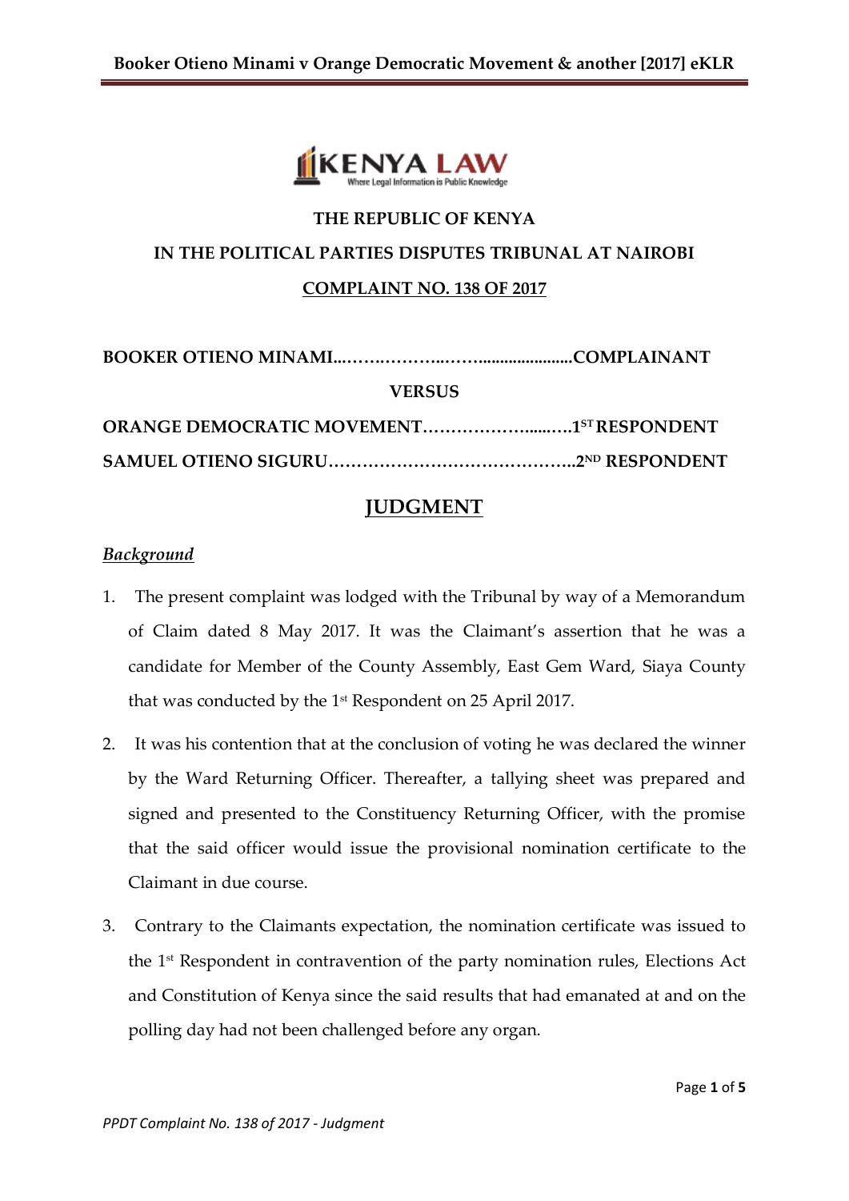THE REPUBLIC OF KENYA

IN THE POLITICAL PARTIES DISPUTES TRIBUNAL AT NAIROBI

COMPLAINT NO. 138 OF 2017

**BOOKER OTIENO MINAMI...……..………..…….....................COMPLAINANT**

**VERSUS**

**ORANGE DEMOCRATIC MOVEMENT…………………......….1ST RESPONDENT**

**SAMUEL OTIENO SIGURU……………………………………..2ND RESPONDENT**

# JUDGMENT

## *Background*

1. The present complaint was lodged with the Tribunal by way of a Memorandum of Claim dated 8 May 2017. It was the Claimant's assertion that he was a candidate for Member of the County Assembly, East Gem Ward, Siaya County that was conducted by the 1st Respondent on 25 April 2017.

2. It was his contention that at the conclusion of voting he was declared the winner by the Ward Returning Officer. Thereafter, a tallying sheet was prepared and signed and presented to the Constituency Returning Officer, with the promise that the said officer would issue the provisional nomination certificate to the Claimant in due course.

3. Contrary to the Claimants expectation, the nomination certificate was issued to the 1st Respondent in contravention of the party nomination rules, Elections Act and Constitution of Kenya since the said results that had emanated at and on the polling day had not been challenged before any organ.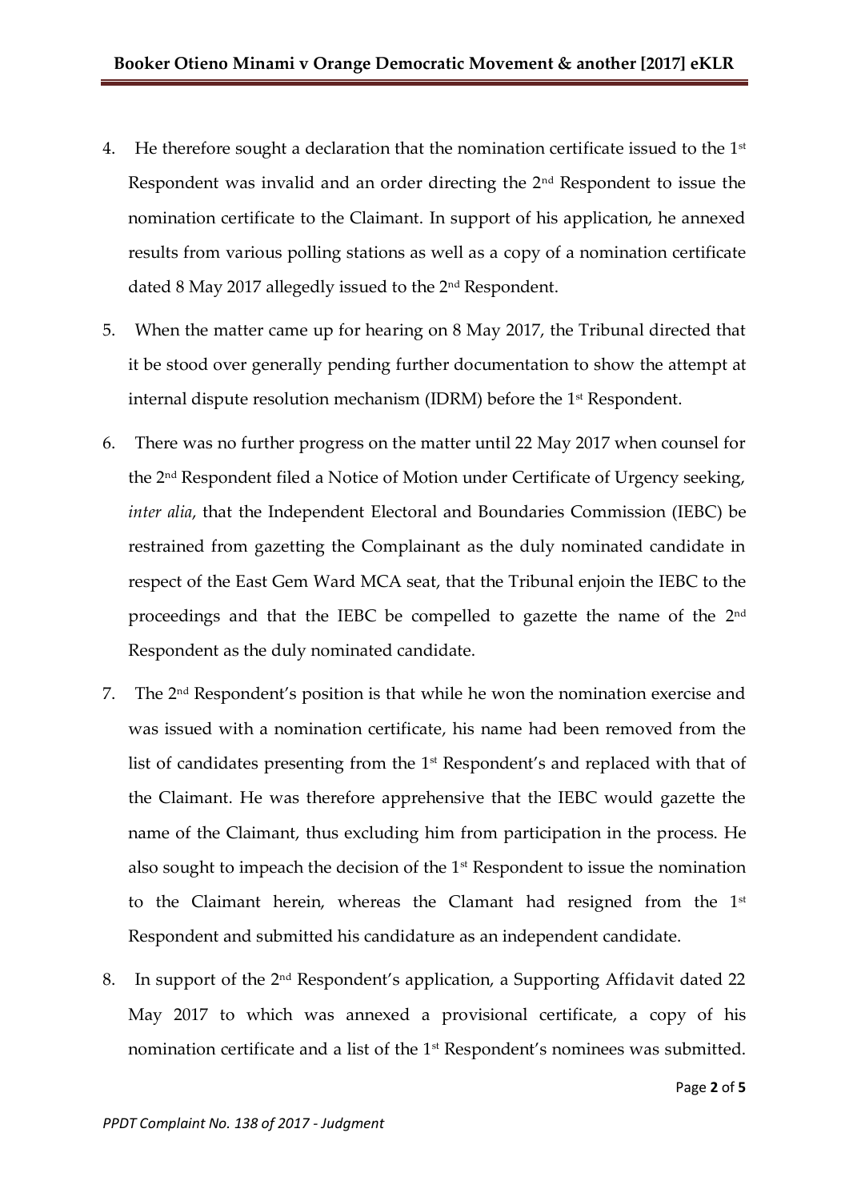4. He therefore sought a declaration that the nomination certificate issued to the 1st Respondent was invalid and an order directing the 2nd Respondent to issue the nomination certificate to the Claimant. In support of his application, he annexed results from various polling stations as well as a copy of a nomination certificate dated 8 May 2017 allegedly issued to the 2nd Respondent.

5. When the matter came up for hearing on 8 May 2017, the Tribunal directed that it be stood over generally pending further documentation to show the attempt at internal dispute resolution mechanism (IDRM) before the 1st Respondent.

6. There was no further progress on the matter until 22 May 2017 when counsel for the 2nd Respondent filed a Notice of Motion under Certificate of Urgency seeking, *inter alia*, that the Independent Electoral and Boundaries Commission (IEBC) be restrained from gazetting the Complainant as the duly nominated candidate in respect of the East Gem Ward MCA seat, that the Tribunal enjoin the IEBC to the proceedings and that the IEBC be compelled to gazette the name of the 2nd Respondent as the duly nominated candidate.

7. The 2nd Respondent's position is that while he won the nomination exercise and was issued with a nomination certificate, his name had been removed from the list of candidates presenting from the 1st Respondent's and replaced with that of the Claimant. He was therefore apprehensive that the IEBC would gazette the name of the Claimant, thus excluding him from participation in the process. He also sought to impeach the decision of the 1st Respondent to issue the nomination to the Claimant herein, whereas the Clamant had resigned from the 1st Respondent and submitted his candidature as an independent candidate.

8. In support of the 2nd Respondent's application, a Supporting Affidavit dated 22 May 2017 to which was annexed a provisional certificate, a copy of his nomination certificate and a list of the 1st Respondent's nominees was submitted.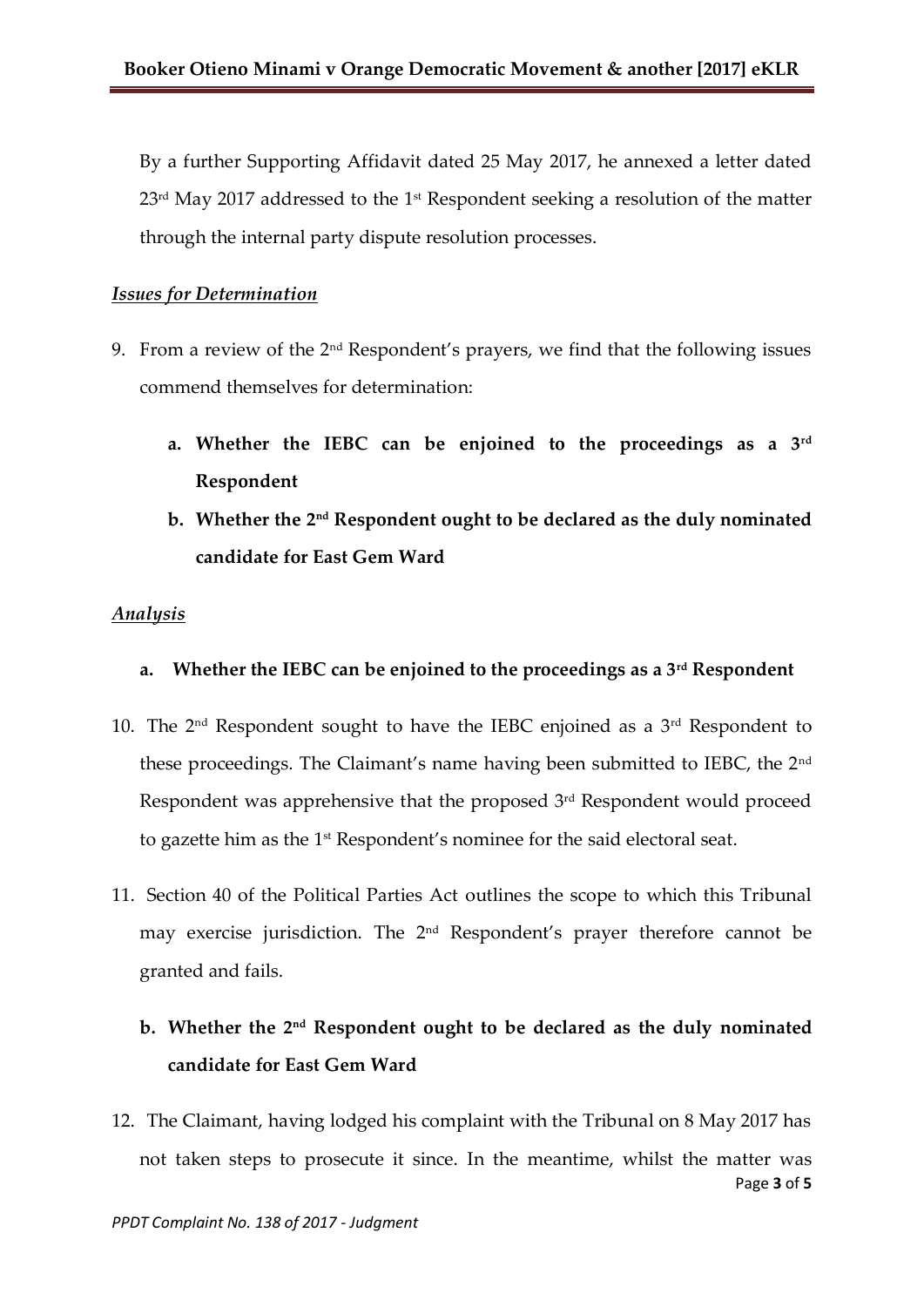By a further Supporting Affidavit dated 25 May 2017, he annexed a letter dated 23rd May 2017 addressed to the 1st Respondent seeking a resolution of the matter through the internal party dispute resolution processes.

***Issues for Determination***

9. From a review of the 2nd Respondent's prayers, we find that the following issues commend themselves for determination:

   a. **Whether the IEBC can be enjoined to the proceedings as a 3rd Respondent**

   b. **Whether the 2nd Respondent ought to be declared as the duly nominated candidate for East Gem Ward**

***Analysis***

**a. Whether the IEBC can be enjoined to the proceedings as a 3rd Respondent**

10. The 2nd Respondent sought to have the IEBC enjoined as a 3rd Respondent to these proceedings. The Claimant's name having been submitted to IEBC, the 2nd Respondent was apprehensive that the proposed 3rd Respondent would proceed to gazette him as the 1st Respondent's nominee for the said electoral seat.

11. Section 40 of the Political Parties Act outlines the scope to which this Tribunal may exercise jurisdiction. The 2nd Respondent's prayer therefore cannot be granted and fails.

**b. Whether the 2nd Respondent ought to be declared as the duly nominated candidate for East Gem Ward**

12. The Claimant, having lodged his complaint with the Tribunal on 8 May 2017 has not taken steps to prosecute it since. In the meantime, whilst the matter was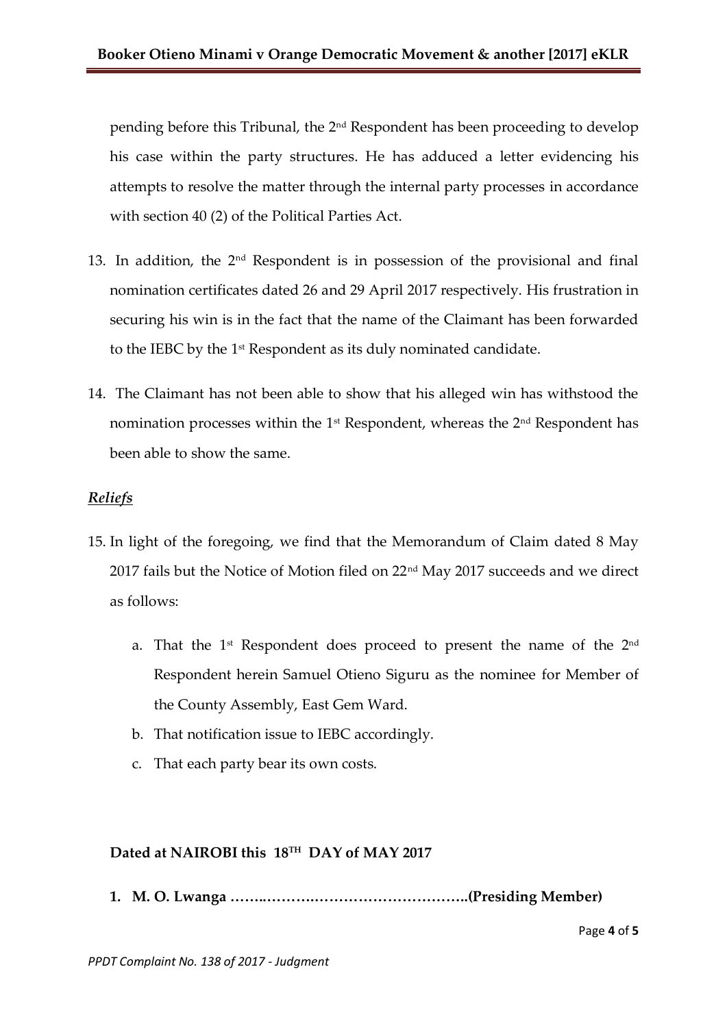pending before this Tribunal, the 2nd Respondent has been proceeding to develop his case within the party structures. He has adduced a letter evidencing his attempts to resolve the matter through the internal party processes in accordance with section 40 (2) of the Political Parties Act.

13. In addition, the 2nd Respondent is in possession of the provisional and final nomination certificates dated 26 and 29 April 2017 respectively. His frustration in securing his win is in the fact that the name of the Claimant has been forwarded to the IEBC by the 1st Respondent as its duly nominated candidate.

14. The Claimant has not been able to show that his alleged win has withstood the nomination processes within the 1st Respondent, whereas the 2nd Respondent has been able to show the same.

***Reliefs***

15. In light of the foregoing, we find that the Memorandum of Claim dated 8 May 2017 fails but the Notice of Motion filed on 22nd May 2017 succeeds and we direct as follows:

    a. That the 1st Respondent does proceed to present the name of the 2nd Respondent herein Samuel Otieno Siguru as the nominee for Member of the County Assembly, East Gem Ward.

    b. That notification issue to IEBC accordingly.

    c. That each party bear its own costs.

**Dated at NAIROBI this 18TH DAY of MAY 2017**

**1. M. O. Lwanga ……..……….…………………………..(Presiding Member)**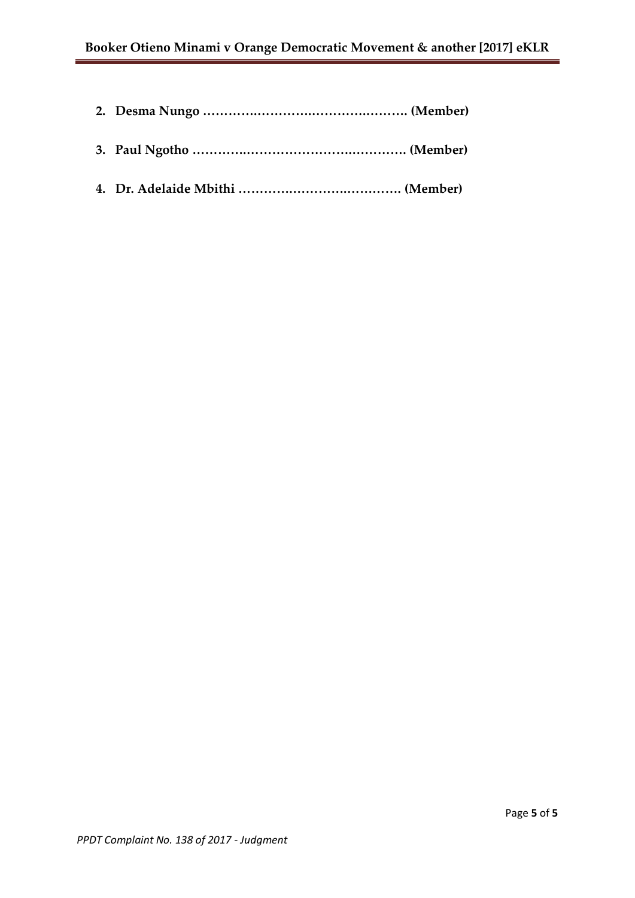2. **Desma Nungo ………….……….…………..………. (Member)**

3. **Paul Ngotho …………..…………………….…………. (Member)**

4. **Dr. Adelaide Mbithi ……………………..…….……. (Member)**